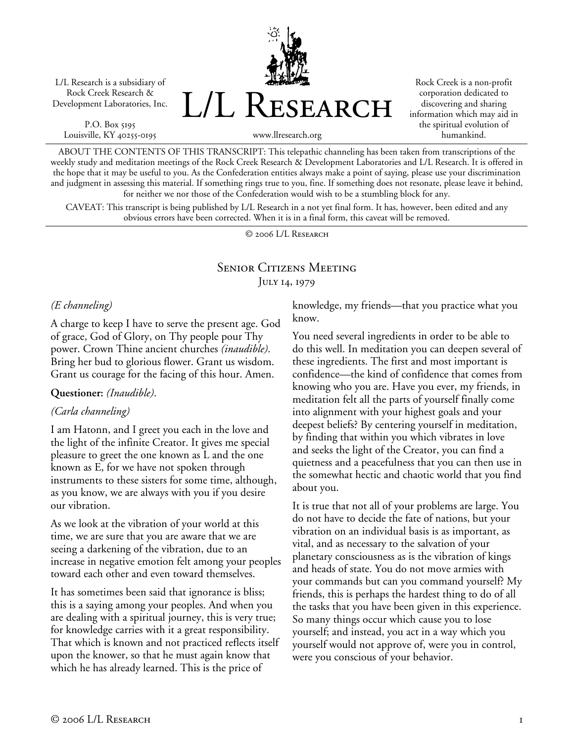L/L Research is a subsidiary of Rock Creek Research & Development Laboratories, Inc.

P.O. Box 5195
Louisville, KY 40255-0195

# L/L Research

www.llresearch.org

Rock Creek is a non-profit corporation dedicated to discovering and sharing information which may aid in the spiritual evolution of humankind.

ABOUT THE CONTENTS OF THIS TRANSCRIPT: This telepathic channeling has been taken from transcriptions of the weekly study and meditation meetings of the Rock Creek Research & Development Laboratories and L/L Research. It is offered in the hope that it may be useful to you. As the Confederation entities always make a point of saying, please use your discrimination and judgment in assessing this material. If something rings true to you, fine. If something does not resonate, please leave it behind, for neither we nor those of the Confederation would wish to be a stumbling block for any.

CAVEAT: This transcript is being published by L/L Research in a not yet final form. It has, however, been edited and any obvious errors have been corrected. When it is in a final form, this caveat will be removed.

© 2006 L/L Research

## Senior Citizens Meeting
### July 14, 1979

*(E channeling)*

A charge to keep I have to serve the present age. God of grace, God of Glory, on Thy people pour Thy power. Crown Thine ancient churches *(inaudible)*. Bring her bud to glorious flower. Grant us wisdom. Grant us courage for the facing of this hour. Amen.

**Questioner:** *(Inaudible)*.

*(Carla channeling)*

I am Hatonn, and I greet you each in the love and the light of the infinite Creator. It gives me special pleasure to greet the one known as L and the one known as E, for we have not spoken through instruments to these sisters for some time, although, as you know, we are always with you if you desire our vibration.

As we look at the vibration of your world at this time, we are sure that you are aware that we are seeing a darkening of the vibration, due to an increase in negative emotion felt among your peoples toward each other and even toward themselves.

It has sometimes been said that ignorance is bliss; this is a saying among your peoples. And when you are dealing with a spiritual journey, this is very true; for knowledge carries with it a great responsibility. That which is known and not practiced reflects itself upon the knower, so that he must again know that which he has already learned. This is the price of knowledge, my friends—that you practice what you know.

You need several ingredients in order to be able to do this well. In meditation you can deepen several of these ingredients. The first and most important is confidence—the kind of confidence that comes from knowing who you are. Have you ever, my friends, in meditation felt all the parts of yourself finally come into alignment with your highest goals and your deepest beliefs? By centering yourself in meditation, by finding that within you which vibrates in love and seeks the light of the Creator, you can find a quietness and a peacefulness that you can then use in the somewhat hectic and chaotic world that you find about you.

It is true that not all of your problems are large. You do not have to decide the fate of nations, but your vibration on an individual basis is as important, as vital, and as necessary to the salvation of your planetary consciousness as is the vibration of kings and heads of state. You do not move armies with your commands but can you command yourself? My friends, this is perhaps the hardest thing to do of all the tasks that you have been given in this experience. So many things occur which cause you to lose yourself; and instead, you act in a way which you yourself would not approve of, were you in control, were you conscious of your behavior.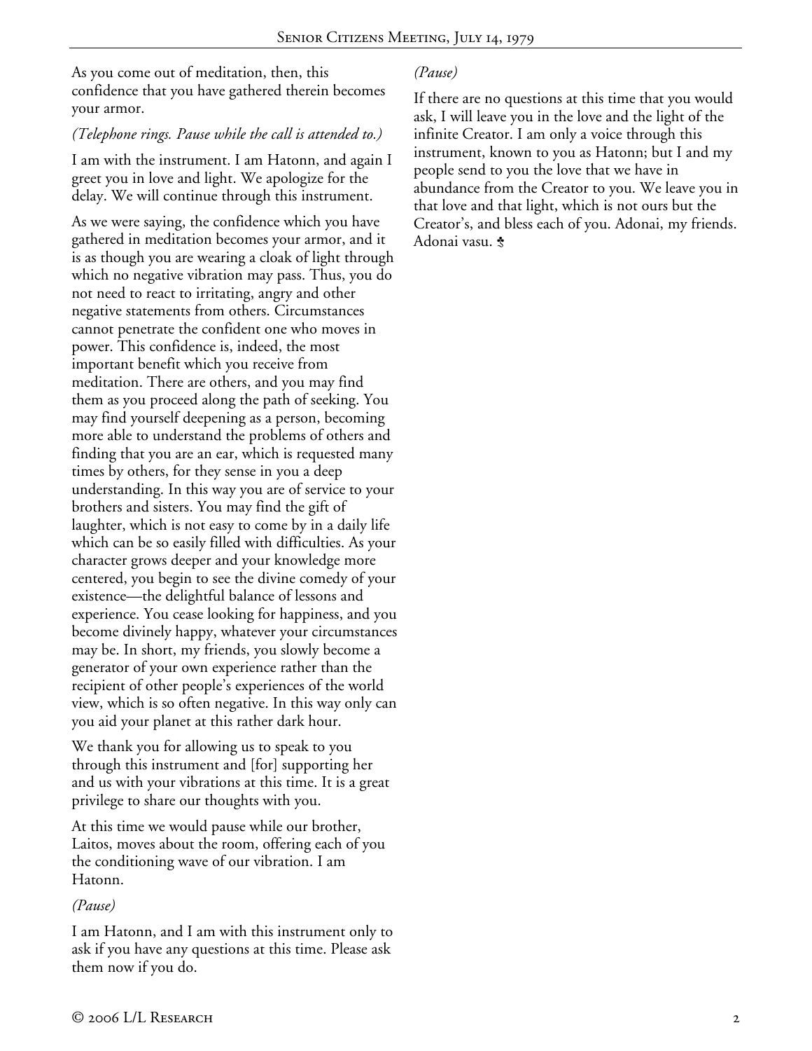As you come out of meditation, then, this confidence that you have gathered therein becomes your armor.

*(Telephone rings. Pause while the call is attended to.)*

I am with the instrument. I am Hatonn, and again I greet you in love and light. We apologize for the delay. We will continue through this instrument.

As we were saying, the confidence which you have gathered in meditation becomes your armor, and it is as though you are wearing a cloak of light through which no negative vibration may pass. Thus, you do not need to react to irritating, angry and other negative statements from others. Circumstances cannot penetrate the confident one who moves in power. This confidence is, indeed, the most important benefit which you receive from meditation. There are others, and you may find them as you proceed along the path of seeking. You may find yourself deepening as a person, becoming more able to understand the problems of others and finding that you are an ear, which is requested many times by others, for they sense in you a deep understanding. In this way you are of service to your brothers and sisters. You may find the gift of laughter, which is not easy to come by in a daily life which can be so easily filled with difficulties. As your character grows deeper and your knowledge more centered, you begin to see the divine comedy of your existence—the delightful balance of lessons and experience. You cease looking for happiness, and you become divinely happy, whatever your circumstances may be. In short, my friends, you slowly become a generator of your own experience rather than the recipient of other people's experiences of the world view, which is so often negative. In this way only can you aid your planet at this rather dark hour.

We thank you for allowing us to speak to you through this instrument and [for] supporting her and us with your vibrations at this time. It is a great privilege to share our thoughts with you.

At this time we would pause while our brother, Laitos, moves about the room, offering each of you the conditioning wave of our vibration. I am Hatonn.

*(Pause)*

I am Hatonn, and I am with this instrument only to ask if you have any questions at this time. Please ask them now if you do.

*(Pause)*

If there are no questions at this time that you would ask, I will leave you in the love and the light of the infinite Creator. I am only a voice through this instrument, known to you as Hatonn; but I and my people send to you the love that we have in abundance from the Creator to you. We leave you in that love and that light, which is not ours but the Creator's, and bless each of you. Adonai, my friends. Adonai vasu.